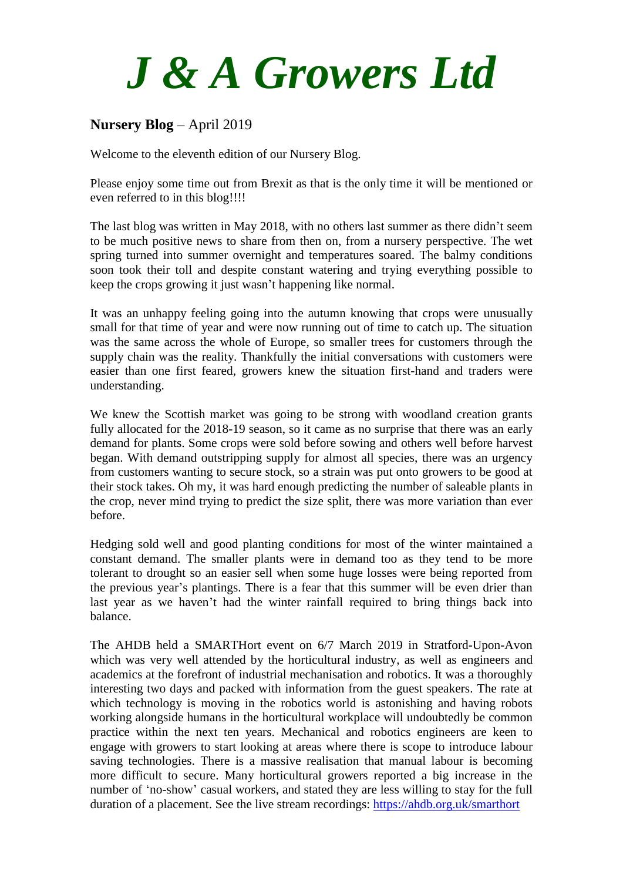# *J & A Growers Ltd*

**Nursery Blog** – April 2019

Welcome to the eleventh edition of our Nursery Blog.

Please enjoy some time out from Brexit as that is the only time it will be mentioned or even referred to in this blog!!!!

The last blog was written in May 2018, with no others last summer as there didn't seem to be much positive news to share from then on, from a nursery perspective. The wet spring turned into summer overnight and temperatures soared. The balmy conditions soon took their toll and despite constant watering and trying everything possible to keep the crops growing it just wasn't happening like normal.

It was an unhappy feeling going into the autumn knowing that crops were unusually small for that time of year and were now running out of time to catch up. The situation was the same across the whole of Europe, so smaller trees for customers through the supply chain was the reality. Thankfully the initial conversations with customers were easier than one first feared, growers knew the situation first-hand and traders were understanding.

We knew the Scottish market was going to be strong with woodland creation grants fully allocated for the 2018-19 season, so it came as no surprise that there was an early demand for plants. Some crops were sold before sowing and others well before harvest began. With demand outstripping supply for almost all species, there was an urgency from customers wanting to secure stock, so a strain was put onto growers to be good at their stock takes. Oh my, it was hard enough predicting the number of saleable plants in the crop, never mind trying to predict the size split, there was more variation than ever before.

Hedging sold well and good planting conditions for most of the winter maintained a constant demand. The smaller plants were in demand too as they tend to be more tolerant to drought so an easier sell when some huge losses were being reported from the previous year's plantings. There is a fear that this summer will be even drier than last year as we haven't had the winter rainfall required to bring things back into balance.

The AHDB held a SMARTHort event on 6/7 March 2019 in Stratford-Upon-Avon which was very well attended by the horticultural industry, as well as engineers and academics at the forefront of industrial mechanisation and robotics. It was a thoroughly interesting two days and packed with information from the guest speakers. The rate at which technology is moving in the robotics world is astonishing and having robots working alongside humans in the horticultural workplace will undoubtedly be common practice within the next ten years. Mechanical and robotics engineers are keen to engage with growers to start looking at areas where there is scope to introduce labour saving technologies. There is a massive realisation that manual labour is becoming more difficult to secure. Many horticultural growers reported a big increase in the number of 'no-show' casual workers, and stated they are less willing to stay for the full duration of a placement. See the live stream recordings: https://ahdb.org.uk/smarthort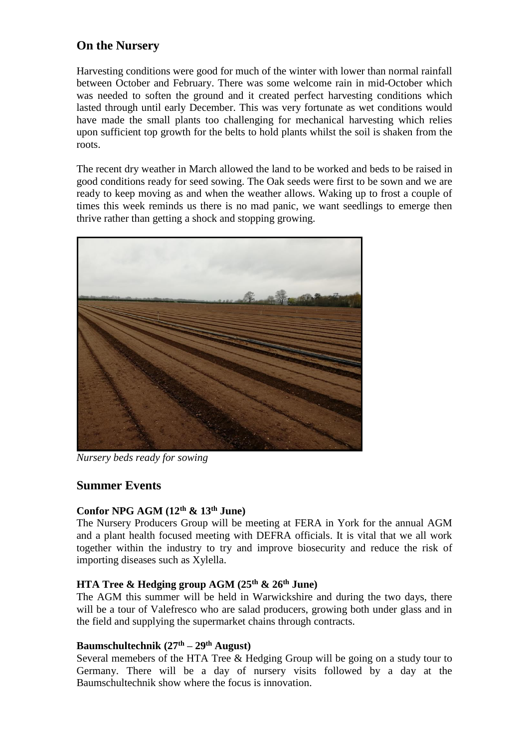## On the Nursery

Harvesting conditions were good for much of the winter with lower than normal rainfall between October and February. There was some welcome rain in mid-October which was needed to soften the ground and it created perfect harvesting conditions which lasted through until early December. This was very fortunate as wet conditions would have made the small plants too challenging for mechanical harvesting which relies upon sufficient top growth for the belts to hold plants whilst the soil is shaken from the roots.

The recent dry weather in March allowed the land to be worked and beds to be raised in good conditions ready for seed sowing. The Oak seeds were first to be sown and we are ready to keep moving as and when the weather allows. Waking up to frost a couple of times this week reminds us there is no mad panic, we want seedlings to emerge then thrive rather than getting a shock and stopping growing.

*Nursery beds ready for sowing*

## Summer Events

**Confor NPG AGM (12th & 13th June)**

The Nursery Producers Group will be meeting at FERA in York for the annual AGM and a plant health focused meeting with DEFRA officials. It is vital that we all work together within the industry to try and improve biosecurity and reduce the risk of importing diseases such as Xylella.

**HTA Tree & Hedging group AGM (25th & 26th June)**

The AGM this summer will be held in Warwickshire and during the two days, there will be a tour of Valefresco who are salad producers, growing both under glass and in the field and supplying the supermarket chains through contracts.

**Baumschultechnik (27th – 29th August)**

Several memebers of the HTA Tree & Hedging Group will be going on a study tour to Germany. There will be a day of nursery visits followed by a day at the Baumschultechnik show where the focus is innovation.